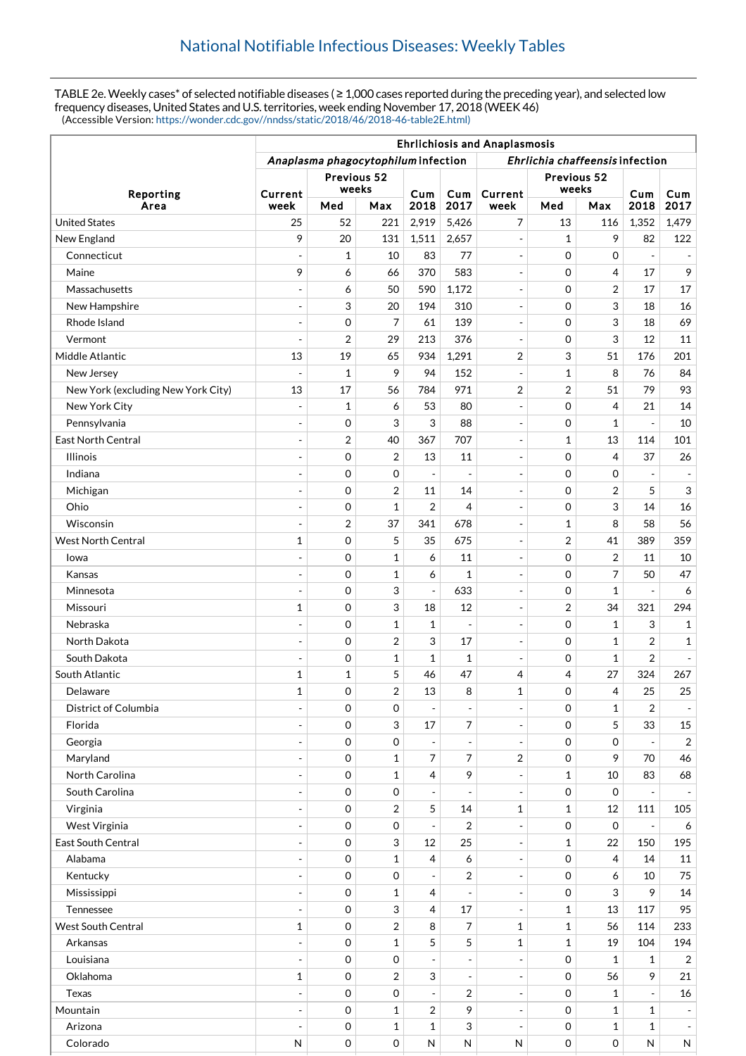## National Notifiable Infectious Diseases: Weekly Tables

TABLE 2e. Weekly cases* of selected notifiable diseases ( ≥ 1,000 cases reported during the preceding year), and selected low frequency diseases, United States and U.S. territories, week ending November 17, 2018 (WEEK 46)
(Accessible Version: https://wonder.cdc.gov//nndss/static/2018/46/2018-46-table2E.html)

| Reporting Area | Ehrlichiosis and Anaplasmosis | | | | | | | | | |
|---|---|---|---|---|---|---|---|---|---|---|
| | *Anaplasma phagocytophilum* infection | | | | | *Ehrlichia chaffeensis* infection | | | | |
| | Current week | Previous 52 weeks Med | Previous 52 weeks Max | Cum 2018 | Cum 2017 | Current week | Previous 52 weeks Med | Previous 52 weeks Max | Cum 2018 | Cum 2017 |
| United States | 25 | 52 | 221 | 2,919 | 5,426 | 7 | 13 | 116 | 1,352 | 1,479 |
| New England | 9 | 20 | 131 | 1,511 | 2,657 | - | 1 | 9 | 82 | 122 |
| Connecticut | - | 1 | 10 | 83 | 77 | - | 0 | 0 | - | - |
| Maine | 9 | 6 | 66 | 370 | 583 | - | 0 | 4 | 17 | 9 |
| Massachusetts | - | 6 | 50 | 590 | 1,172 | - | 0 | 2 | 17 | 17 |
| New Hampshire | - | 3 | 20 | 194 | 310 | - | 0 | 3 | 18 | 16 |
| Rhode Island | - | 0 | 7 | 61 | 139 | - | 0 | 3 | 18 | 69 |
| Vermont | - | 2 | 29 | 213 | 376 | - | 0 | 3 | 12 | 11 |
| Middle Atlantic | 13 | 19 | 65 | 934 | 1,291 | 2 | 3 | 51 | 176 | 201 |
| New Jersey | - | 1 | 9 | 94 | 152 | - | 1 | 8 | 76 | 84 |
| New York (excluding New York City) | 13 | 17 | 56 | 784 | 971 | 2 | 2 | 51 | 79 | 93 |
| New York City | - | 1 | 6 | 53 | 80 | - | 0 | 4 | 21 | 14 |
| Pennsylvania | - | 0 | 3 | 3 | 88 | - | 0 | 1 | - | 10 |
| East North Central | - | 2 | 40 | 367 | 707 | - | 1 | 13 | 114 | 101 |
| Illinois | - | 0 | 2 | 13 | 11 | - | 0 | 4 | 37 | 26 |
| Indiana | - | 0 | 0 | - | - | - | 0 | 0 | - | - |
| Michigan | - | 0 | 2 | 11 | 14 | - | 0 | 2 | 5 | 3 |
| Ohio | - | 0 | 1 | 2 | 4 | - | 0 | 3 | 14 | 16 |
| Wisconsin | - | 2 | 37 | 341 | 678 | - | 1 | 8 | 58 | 56 |
| West North Central | 1 | 0 | 5 | 35 | 675 | - | 2 | 41 | 389 | 359 |
| Iowa | - | 0 | 1 | 6 | 11 | - | 0 | 2 | 11 | 10 |
| Kansas | - | 0 | 1 | 6 | 1 | - | 0 | 7 | 50 | 47 |
| Minnesota | - | 0 | 3 | - | 633 | - | 0 | 1 | - | 6 |
| Missouri | 1 | 0 | 3 | 18 | 12 | - | 2 | 34 | 321 | 294 |
| Nebraska | - | 0 | 1 | 1 | - | - | 0 | 1 | 3 | 1 |
| North Dakota | - | 0 | 2 | 3 | 17 | - | 0 | 1 | 2 | 1 |
| South Dakota | - | 0 | 1 | 1 | 1 | - | 0 | 1 | 2 | - |
| South Atlantic | 1 | 1 | 5 | 46 | 47 | 4 | 4 | 27 | 324 | 267 |
| Delaware | 1 | 0 | 2 | 13 | 8 | 1 | 0 | 4 | 25 | 25 |
| District of Columbia | - | 0 | 0 | - | - | - | 0 | 1 | 2 | - |
| Florida | - | 0 | 3 | 17 | 7 | - | 0 | 5 | 33 | 15 |
| Georgia | - | 0 | 0 | - | - | - | 0 | 0 | - | 2 |
| Maryland | - | 0 | 1 | 7 | 7 | 2 | 0 | 9 | 70 | 46 |
| North Carolina | - | 0 | 1 | 4 | 9 | - | 1 | 10 | 83 | 68 |
| South Carolina | - | 0 | 0 | - | - | - | 0 | 0 | - | - |
| Virginia | - | 0 | 2 | 5 | 14 | 1 | 1 | 12 | 111 | 105 |
| West Virginia | - | 0 | 0 | - | 2 | - | 0 | 0 | - | 6 |
| East South Central | - | 0 | 3 | 12 | 25 | - | 1 | 22 | 150 | 195 |
| Alabama | - | 0 | 1 | 4 | 6 | - | 0 | 4 | 14 | 11 |
| Kentucky | - | 0 | 0 | - | 2 | - | 0 | 6 | 10 | 75 |
| Mississippi | - | 0 | 1 | 4 | - | - | 0 | 3 | 9 | 14 |
| Tennessee | - | 0 | 3 | 4 | 17 | - | 1 | 13 | 117 | 95 |
| West South Central | 1 | 0 | 2 | 8 | 7 | 1 | 1 | 56 | 114 | 233 |
| Arkansas | - | 0 | 1 | 5 | 5 | 1 | 1 | 19 | 104 | 194 |
| Louisiana | - | 0 | 0 | - | - | - | 0 | 1 | 1 | 2 |
| Oklahoma | 1 | 0 | 2 | 3 | - | - | 0 | 56 | 9 | 21 |
| Texas | - | 0 | 0 | - | 2 | - | 0 | 1 | - | 16 |
| Mountain | - | 0 | 1 | 2 | 9 | - | 0 | 1 | 1 | - |
| Arizona | - | 0 | 1 | 1 | 3 | - | 0 | 1 | 1 | - |
| Colorado | N | 0 | 0 | N | N | N | 0 | 0 | N | N |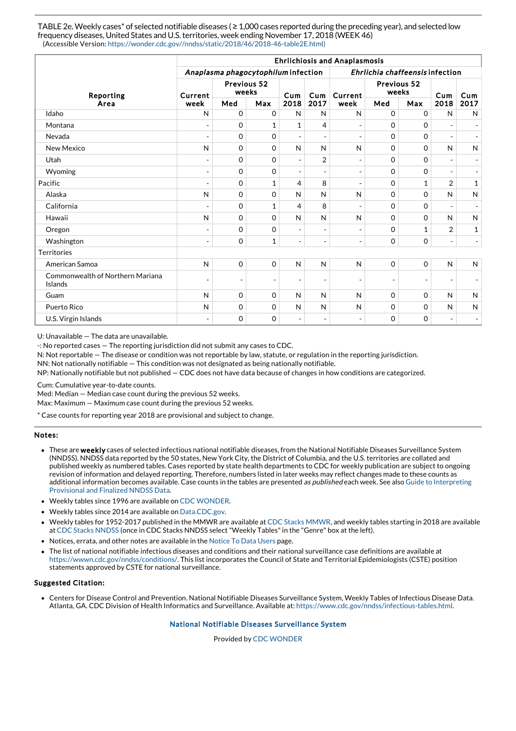TABLE 2e. Weekly cases* of selected notifiable diseases ( ≥ 1,000 cases reported during the preceding year), and selected low frequency diseases, United States and U.S. territories, week ending November 17, 2018 (WEEK 46)
(Accessible Version: https://wonder.cdc.gov//nndss/static/2018/46/2018-46-table2E.html)

| Reporting Area | Ehrlichiosis and Anaplasmosis | | | | | | | | | |
|---|---|---|---|---|---|---|---|---|---|---|
| | *Anaplasma phagocytophilum* infection | | | | | *Ehrlichia chaffeensis* infection | | | | |
| | Current week | Previous 52 weeks | | Cum 2018 | Cum 2017 | Current week | Previous 52 weeks | | Cum 2018 | Cum 2017 |
| | | Med | Max | | | | Med | Max | | |
| Idaho | N | 0 | 0 | N | N | N | 0 | 0 | N | N |
| Montana | - | 0 | 1 | 1 | 4 | - | 0 | 0 | - | - |
| Nevada | - | 0 | 0 | - | - | - | 0 | 0 | - | - |
| New Mexico | N | 0 | 0 | N | N | N | 0 | 0 | N | N |
| Utah | - | 0 | 0 | - | 2 | - | 0 | 0 | - | - |
| Wyoming | - | 0 | 0 | - | - | - | 0 | 0 | - | - |
| Pacific | - | 0 | 1 | 4 | 8 | - | 0 | 1 | 2 | 1 |
| Alaska | N | 0 | 0 | N | N | N | 0 | 0 | N | N |
| California | - | 0 | 1 | 4 | 8 | - | 0 | 0 | - | - |
| Hawaii | N | 0 | 0 | N | N | N | 0 | 0 | N | N |
| Oregon | - | 0 | 0 | - | - | - | 0 | 1 | 2 | 1 |
| Washington | - | 0 | 1 | - | - | - | 0 | 0 | - | - |
| Territories | | | | | | | | | | |
| American Samoa | N | 0 | 0 | N | N | N | 0 | 0 | N | N |
| Commonwealth of Northern Mariana Islands | - | - | - | - | - | - | - | - | - | - |
| Guam | N | 0 | 0 | N | N | N | 0 | 0 | N | N |
| Puerto Rico | N | 0 | 0 | N | N | N | 0 | 0 | N | N |
| U.S. Virgin Islands | - | 0 | 0 | - | - | - | 0 | 0 | - | - |

U: Unavailable — The data are unavailable.
-: No reported cases — The reporting jurisdiction did not submit any cases to CDC.
N: Not reportable — The disease or condition was not reportable by law, statute, or regulation in the reporting jurisdiction.
NN: Not nationally notifiable — This condition was not designated as being nationally notifiable.
NP: Nationally notifiable but not published — CDC does not have data because of changes in how conditions are categorized.

Cum: Cumulative year-to-date counts.
Med: Median — Median case count during the previous 52 weeks.
Max: Maximum — Maximum case count during the previous 52 weeks.

* Case counts for reporting year 2018 are provisional and subject to change.

**Notes:**

- These are **weekly** cases of selected infectious national notifiable diseases, from the National Notifiable Diseases Surveillance System (NNDSS). NNDSS data reported by the 50 states, New York City, the District of Columbia, and the U.S. territories are collated and published weekly as numbered tables. Cases reported by state health departments to CDC for weekly publication are subject to ongoing revision of information and delayed reporting. Therefore, numbers listed in later weeks may reflect changes made to these counts as additional information becomes available. Case counts in the tables are presented *as published* each week. See also Guide to Interpreting Provisional and Finalized NNDSS Data.
- Weekly tables since 1996 are available on CDC WONDER.
- Weekly tables since 2014 are available on Data.CDC.gov.
- Weekly tables for 1952-2017 published in the MMWR are available at CDC Stacks MMWR, and weekly tables starting in 2018 are available at CDC Stacks NNDSS (once in CDC Stacks NNDSS select "Weekly Tables" in the "Genre" box at the left).
- Notices, errata, and other notes are available in the Notice To Data Users page.
- The list of national notifiable infectious diseases and conditions and their national surveillance case definitions are available at https://wwwn.cdc.gov/nndss/conditions/. This list incorporates the Council of State and Territorial Epidemiologists (CSTE) position statements approved by CSTE for national surveillance.

**Suggested Citation:**

- Centers for Disease Control and Prevention. National Notifiable Diseases Surveillance System, Weekly Tables of Infectious Disease Data. Atlanta, GA. CDC Division of Health Informatics and Surveillance. Available at: https://www.cdc.gov/nndss/infectious-tables.html.

National Notifiable Diseases Surveillance System

Provided by CDC WONDER